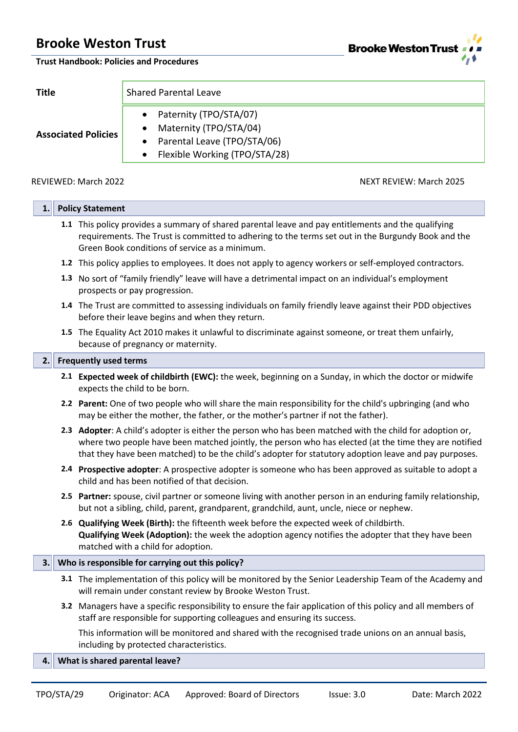# Brooke Weston Trust

**Trust Handbook: Policies and Procedures**

| | |
|---|---|
| **Title** | Shared Parental Leave |
| **Associated Policies** | • Paternity (TPO/STA/07)<br>• Maternity (TPO/STA/04)<br>• Parental Leave (TPO/STA/06)<br>• Flexible Working (TPO/STA/28) |

REVIEWED: March 2022 NEXT REVIEW: March 2025

## 1. Policy Statement

**1.1** This policy provides a summary of shared parental leave and pay entitlements and the qualifying requirements. The Trust is committed to adhering to the terms set out in the Burgundy Book and the Green Book conditions of service as a minimum.

**1.2** This policy applies to employees. It does not apply to agency workers or self-employed contractors.

**1.3** No sort of "family friendly" leave will have a detrimental impact on an individual's employment prospects or pay progression.

**1.4** The Trust are committed to assessing individuals on family friendly leave against their PDD objectives before their leave begins and when they return.

**1.5** The Equality Act 2010 makes it unlawful to discriminate against someone, or treat them unfairly, because of pregnancy or maternity.

## 2. Frequently used terms

**2.1** **Expected week of childbirth (EWC):** the week, beginning on a Sunday, in which the doctor or midwife expects the child to be born.

**2.2** **Parent:** One of two people who will share the main responsibility for the child's upbringing (and who may be either the mother, the father, or the mother's partner if not the father).

**2.3** **Adopter**: A child's adopter is either the person who has been matched with the child for adoption or, where two people have been matched jointly, the person who has elected (at the time they are notified that they have been matched) to be the child's adopter for statutory adoption leave and pay purposes.

**2.4** **Prospective adopter**: A prospective adopter is someone who has been approved as suitable to adopt a child and has been notified of that decision.

**2.5** **Partner:** spouse, civil partner or someone living with another person in an enduring family relationship, but not a sibling, child, parent, grandparent, grandchild, aunt, uncle, niece or nephew.

**2.6** **Qualifying Week (Birth):** the fifteenth week before the expected week of childbirth.
**Qualifying Week (Adoption):** the week the adoption agency notifies the adopter that they have been matched with a child for adoption.

## 3. Who is responsible for carrying out this policy?

**3.1** The implementation of this policy will be monitored by the Senior Leadership Team of the Academy and will remain under constant review by Brooke Weston Trust.

**3.2** Managers have a specific responsibility to ensure the fair application of this policy and all members of staff are responsible for supporting colleagues and ensuring its success.

This information will be monitored and shared with the recognised trade unions on an annual basis, including by protected characteristics.

## 4. What is shared parental leave?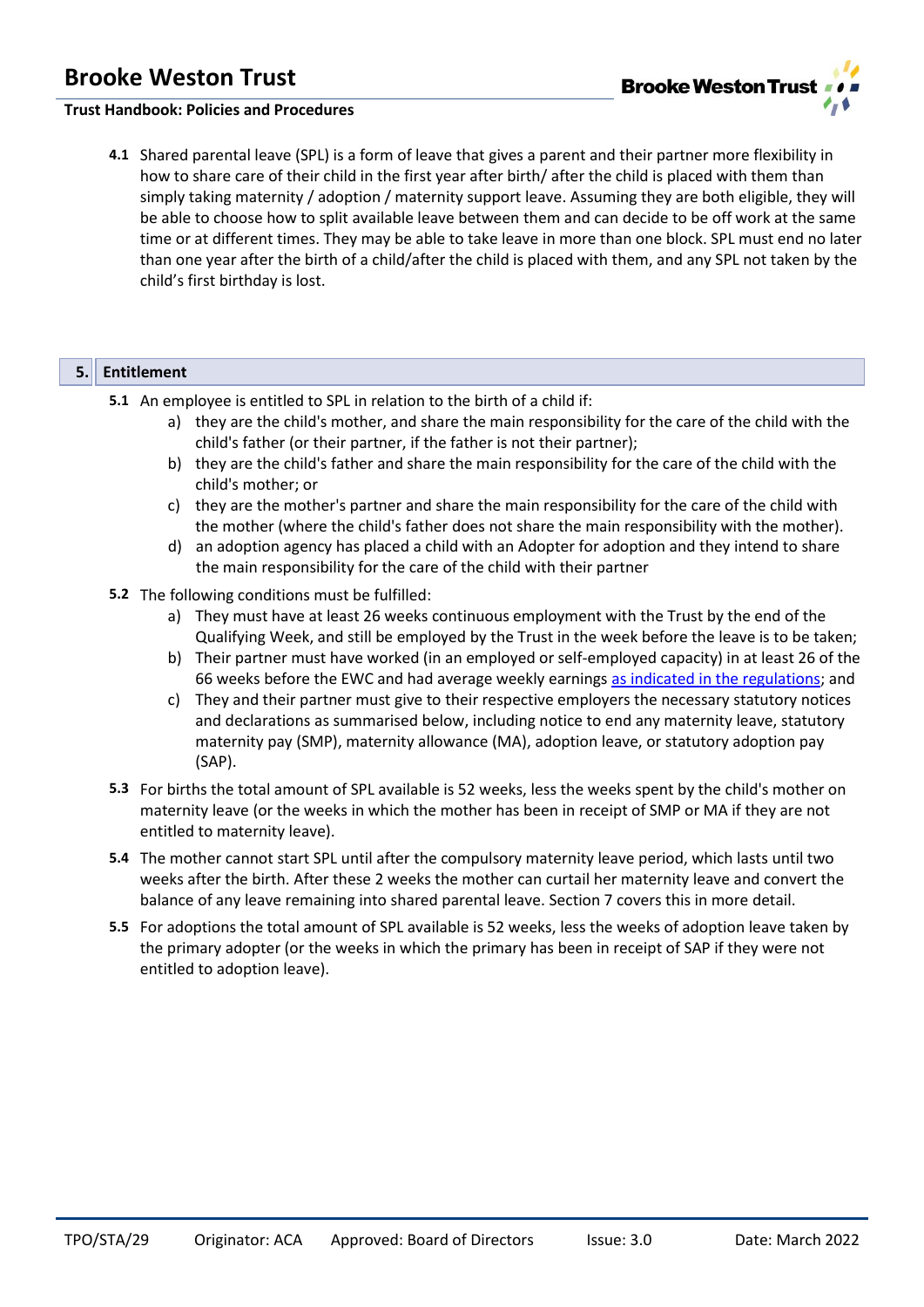**4.1** Shared parental leave (SPL) is a form of leave that gives a parent and their partner more flexibility in how to share care of their child in the first year after birth/ after the child is placed with them than simply taking maternity / adoption / maternity support leave. Assuming they are both eligible, they will be able to choose how to split available leave between them and can decide to be off work at the same time or at different times. They may be able to take leave in more than one block. SPL must end no later than one year after the birth of a child/after the child is placed with them, and any SPL not taken by the child's first birthday is lost.

## 5. Entitlement

**5.1** An employee is entitled to SPL in relation to the birth of a child if:

a) they are the child's mother, and share the main responsibility for the care of the child with the child's father (or their partner, if the father is not their partner);

b) they are the child's father and share the main responsibility for the care of the child with the child's mother; or

c) they are the mother's partner and share the main responsibility for the care of the child with the mother (where the child's father does not share the main responsibility with the mother).

d) an adoption agency has placed a child with an Adopter for adoption and they intend to share the main responsibility for the care of the child with their partner

**5.2** The following conditions must be fulfilled:

a) They must have at least 26 weeks continuous employment with the Trust by the end of the Qualifying Week, and still be employed by the Trust in the week before the leave is to be taken;

b) Their partner must have worked (in an employed or self-employed capacity) in at least 26 of the 66 weeks before the EWC and had average weekly earnings as indicated in the regulations; and

c) They and their partner must give to their respective employers the necessary statutory notices and declarations as summarised below, including notice to end any maternity leave, statutory maternity pay (SMP), maternity allowance (MA), adoption leave, or statutory adoption pay (SAP).

**5.3** For births the total amount of SPL available is 52 weeks, less the weeks spent by the child's mother on maternity leave (or the weeks in which the mother has been in receipt of SMP or MA if they are not entitled to maternity leave).

**5.4** The mother cannot start SPL until after the compulsory maternity leave period, which lasts until two weeks after the birth. After these 2 weeks the mother can curtail her maternity leave and convert the balance of any leave remaining into shared parental leave. Section 7 covers this in more detail.

**5.5** For adoptions the total amount of SPL available is 52 weeks, less the weeks of adoption leave taken by the primary adopter (or the weeks in which the primary has been in receipt of SAP if they were not entitled to adoption leave).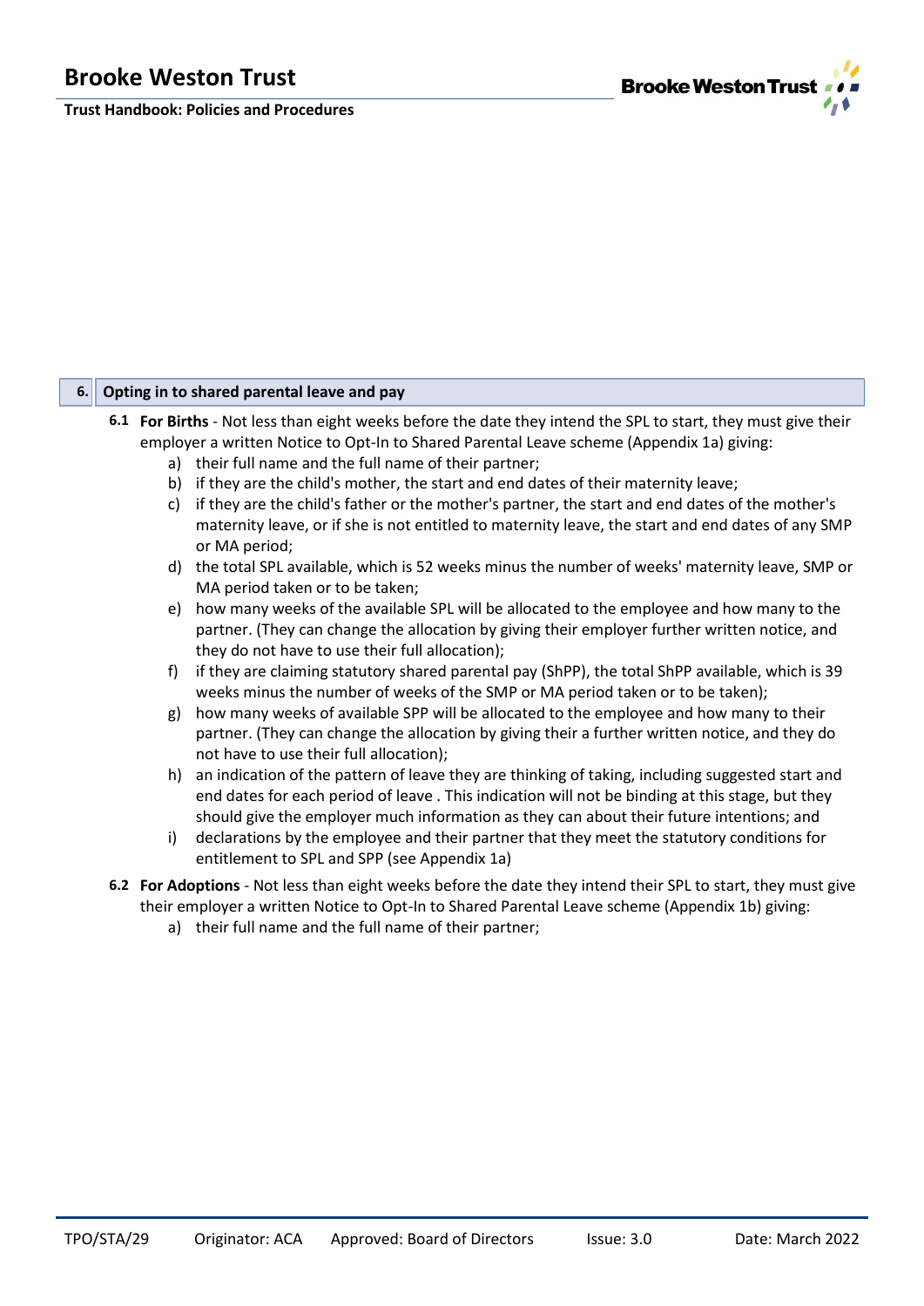## 6. Opting in to shared parental leave and pay

**6.1** **For Births** - Not less than eight weeks before the date they intend the SPL to start, they must give their employer a written Notice to Opt-In to Shared Parental Leave scheme (Appendix 1a) giving:

a) their full name and the full name of their partner;
b) if they are the child's mother, the start and end dates of their maternity leave;
c) if they are the child's father or the mother's partner, the start and end dates of the mother's maternity leave, or if she is not entitled to maternity leave, the start and end dates of any SMP or MA period;
d) the total SPL available, which is 52 weeks minus the number of weeks' maternity leave, SMP or MA period taken or to be taken;
e) how many weeks of the available SPL will be allocated to the employee and how many to the partner. (They can change the allocation by giving their employer further written notice, and they do not have to use their full allocation);
f) if they are claiming statutory shared parental pay (ShPP), the total ShPP available, which is 39 weeks minus the number of weeks of the SMP or MA period taken or to be taken);
g) how many weeks of available SPP will be allocated to the employee and how many to their partner. (They can change the allocation by giving their a further written notice, and they do not have to use their full allocation);
h) an indication of the pattern of leave they are thinking of taking, including suggested start and end dates for each period of leave . This indication will not be binding at this stage, but they should give the employer much information as they can about their future intentions; and
i) declarations by the employee and their partner that they meet the statutory conditions for entitlement to SPL and SPP (see Appendix 1a)

**6.2** **For Adoptions** - Not less than eight weeks before the date they intend their SPL to start, they must give their employer a written Notice to Opt-In to Shared Parental Leave scheme (Appendix 1b) giving:

a) their full name and the full name of their partner;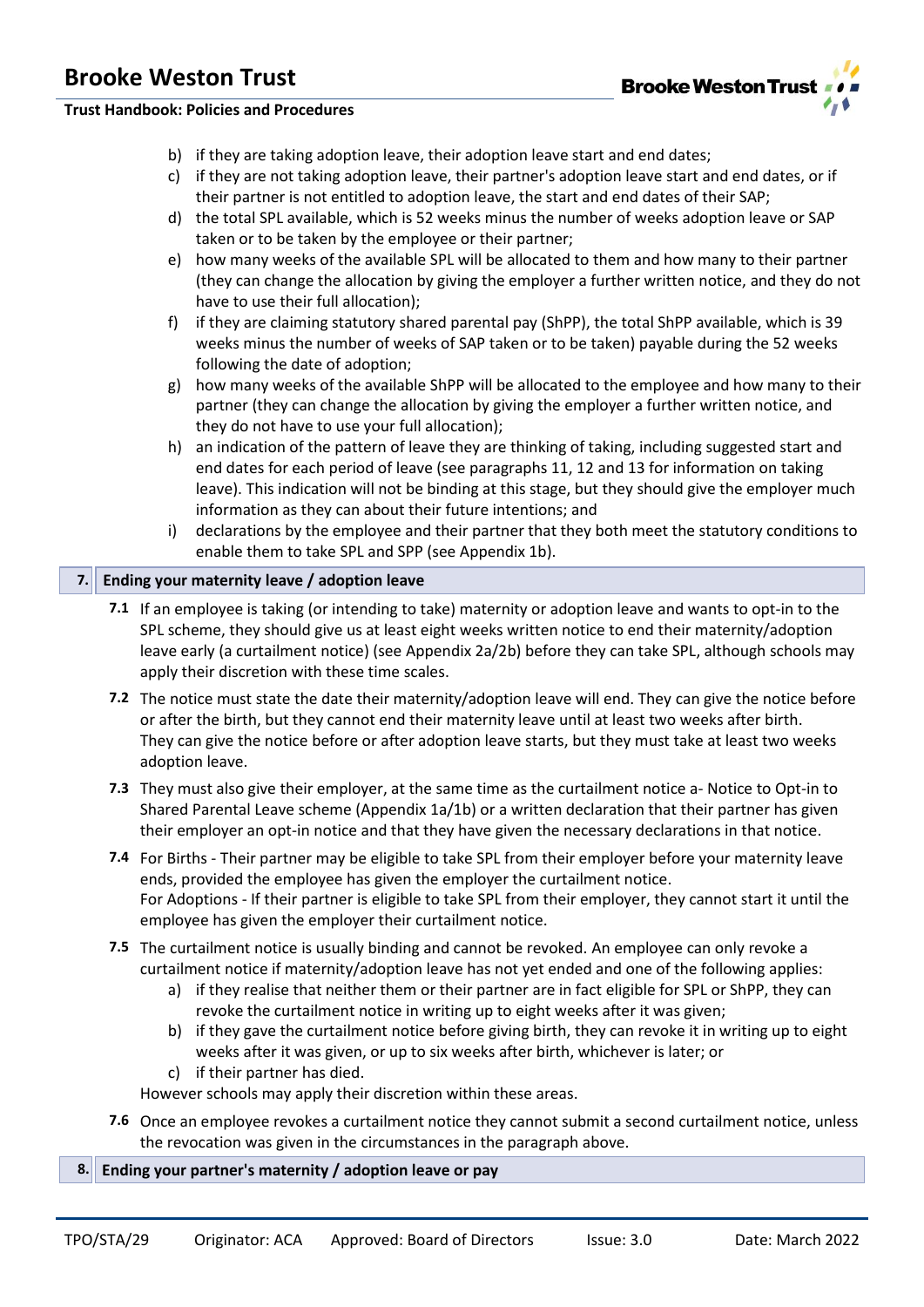b) if they are taking adoption leave, their adoption leave start and end dates;
c) if they are not taking adoption leave, their partner's adoption leave start and end dates, or if their partner is not entitled to adoption leave, the start and end dates of their SAP;
d) the total SPL available, which is 52 weeks minus the number of weeks adoption leave or SAP taken or to be taken by the employee or their partner;
e) how many weeks of the available SPL will be allocated to them and how many to their partner (they can change the allocation by giving the employer a further written notice, and they do not have to use their full allocation);
f) if they are claiming statutory shared parental pay (ShPP), the total ShPP available, which is 39 weeks minus the number of weeks of SAP taken or to be taken) payable during the 52 weeks following the date of adoption;
g) how many weeks of the available ShPP will be allocated to the employee and how many to their partner (they can change the allocation by giving the employer a further written notice, and they do not have to use your full allocation);
h) an indication of the pattern of leave they are thinking of taking, including suggested start and end dates for each period of leave (see paragraphs 11, 12 and 13 for information on taking leave). This indication will not be binding at this stage, but they should give the employer much information as they can about their future intentions; and
i) declarations by the employee and their partner that they both meet the statutory conditions to enable them to take SPL and SPP (see Appendix 1b).

## 7. Ending your maternity leave / adoption leave

**7.1** If an employee is taking (or intending to take) maternity or adoption leave and wants to opt-in to the SPL scheme, they should give us at least eight weeks written notice to end their maternity/adoption leave early (a curtailment notice) (see Appendix 2a/2b) before they can take SPL, although schools may apply their discretion with these time scales.

**7.2** The notice must state the date their maternity/adoption leave will end. They can give the notice before or after the birth, but they cannot end their maternity leave until at least two weeks after birth. They can give the notice before or after adoption leave starts, but they must take at least two weeks adoption leave.

**7.3** They must also give their employer, at the same time as the curtailment notice a- Notice to Opt-in to Shared Parental Leave scheme (Appendix 1a/1b) or a written declaration that their partner has given their employer an opt-in notice and that they have given the necessary declarations in that notice.

**7.4** For Births - Their partner may be eligible to take SPL from their employer before your maternity leave ends, provided the employee has given the employer the curtailment notice.
For Adoptions - If their partner is eligible to take SPL from their employer, they cannot start it until the employee has given the employer their curtailment notice.

**7.5** The curtailment notice is usually binding and cannot be revoked. An employee can only revoke a curtailment notice if maternity/adoption leave has not yet ended and one of the following applies:

a) if they realise that neither them or their partner are in fact eligible for SPL or ShPP, they can revoke the curtailment notice in writing up to eight weeks after it was given;
b) if they gave the curtailment notice before giving birth, they can revoke it in writing up to eight weeks after it was given, or up to six weeks after birth, whichever is later; or
c) if their partner has died.

However schools may apply their discretion within these areas.

**7.6** Once an employee revokes a curtailment notice they cannot submit a second curtailment notice, unless the revocation was given in the circumstances in the paragraph above.

## 8. Ending your partner's maternity / adoption leave or pay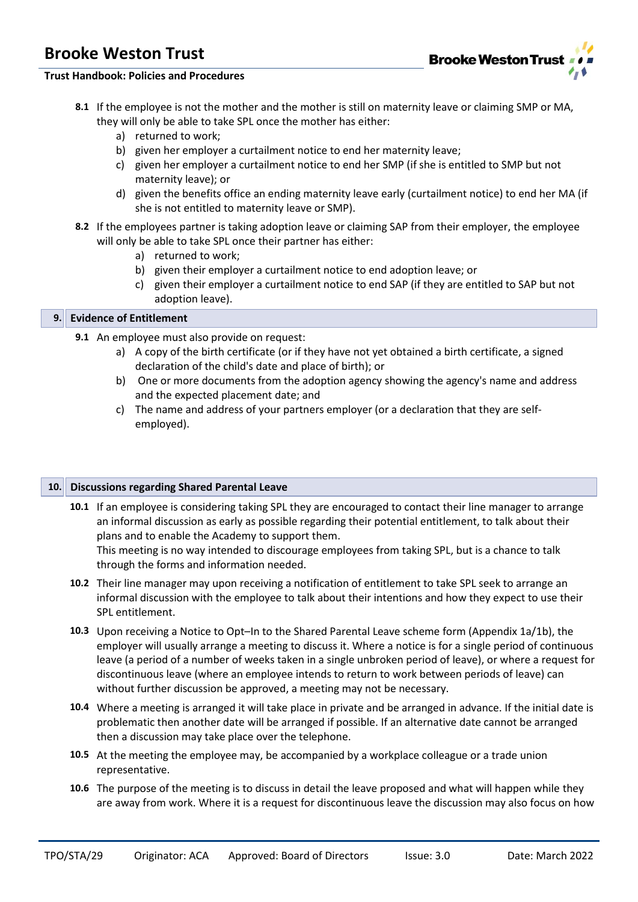**8.1** If the employee is not the mother and the mother is still on maternity leave or claiming SMP or MA, they will only be able to take SPL once the mother has either:

a) returned to work;
b) given her employer a curtailment notice to end her maternity leave;
c) given her employer a curtailment notice to end her SMP (if she is entitled to SMP but not maternity leave); or
d) given the benefits office an ending maternity leave early (curtailment notice) to end her MA (if she is not entitled to maternity leave or SMP).

**8.2** If the employees partner is taking adoption leave or claiming SAP from their employer, the employee will only be able to take SPL once their partner has either:

a) returned to work;
b) given their employer a curtailment notice to end adoption leave; or
c) given their employer a curtailment notice to end SAP (if they are entitled to SAP but not adoption leave).

## 9. Evidence of Entitlement

**9.1** An employee must also provide on request:

a) A copy of the birth certificate (or if they have not yet obtained a birth certificate, a signed declaration of the child's date and place of birth); or
b) One or more documents from the adoption agency showing the agency's name and address and the expected placement date; and
c) The name and address of your partners employer (or a declaration that they are self-employed).

## 10. Discussions regarding Shared Parental Leave

**10.1** If an employee is considering taking SPL they are encouraged to contact their line manager to arrange an informal discussion as early as possible regarding their potential entitlement, to talk about their plans and to enable the Academy to support them.
This meeting is no way intended to discourage employees from taking SPL, but is a chance to talk through the forms and information needed.

**10.2** Their line manager may upon receiving a notification of entitlement to take SPL seek to arrange an informal discussion with the employee to talk about their intentions and how they expect to use their SPL entitlement.

**10.3** Upon receiving a Notice to Opt–In to the Shared Parental Leave scheme form (Appendix 1a/1b), the employer will usually arrange a meeting to discuss it. Where a notice is for a single period of continuous leave (a period of a number of weeks taken in a single unbroken period of leave), or where a request for discontinuous leave (where an employee intends to return to work between periods of leave) can without further discussion be approved, a meeting may not be necessary.

**10.4** Where a meeting is arranged it will take place in private and be arranged in advance. If the initial date is problematic then another date will be arranged if possible. If an alternative date cannot be arranged then a discussion may take place over the telephone.

**10.5** At the meeting the employee may, be accompanied by a workplace colleague or a trade union representative.

**10.6** The purpose of the meeting is to discuss in detail the leave proposed and what will happen while they are away from work. Where it is a request for discontinuous leave the discussion may also focus on how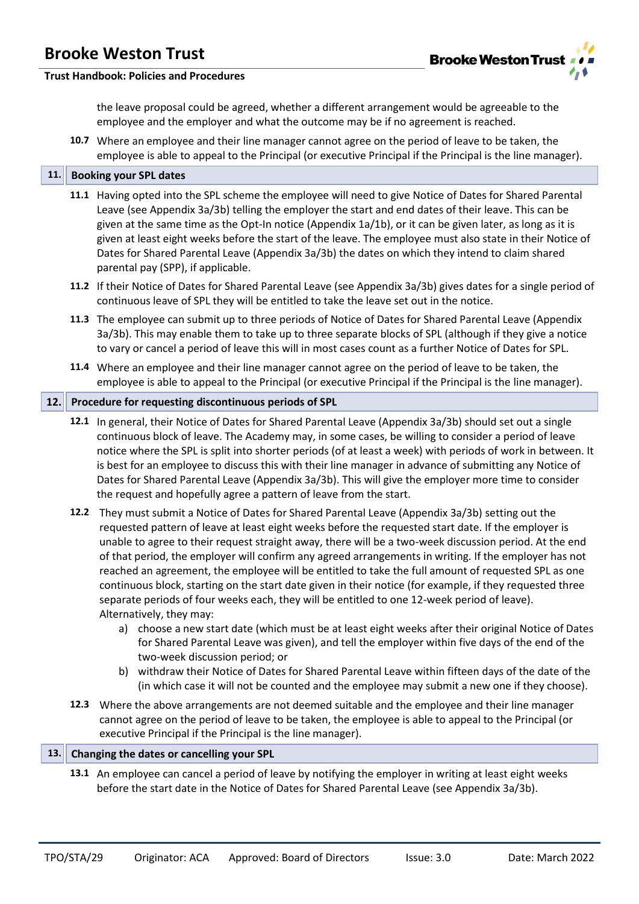the leave proposal could be agreed, whether a different arrangement would be agreeable to the employee and the employer and what the outcome may be if no agreement is reached.

**10.7** Where an employee and their line manager cannot agree on the period of leave to be taken, the employee is able to appeal to the Principal (or executive Principal if the Principal is the line manager).

## 11. Booking your SPL dates

**11.1** Having opted into the SPL scheme the employee will need to give Notice of Dates for Shared Parental Leave (see Appendix 3a/3b) telling the employer the start and end dates of their leave. This can be given at the same time as the Opt-In notice (Appendix 1a/1b), or it can be given later, as long as it is given at least eight weeks before the start of the leave. The employee must also state in their Notice of Dates for Shared Parental Leave (Appendix 3a/3b) the dates on which they intend to claim shared parental pay (SPP), if applicable.

**11.2** If their Notice of Dates for Shared Parental Leave (see Appendix 3a/3b) gives dates for a single period of continuous leave of SPL they will be entitled to take the leave set out in the notice.

**11.3** The employee can submit up to three periods of Notice of Dates for Shared Parental Leave (Appendix 3a/3b). This may enable them to take up to three separate blocks of SPL (although if they give a notice to vary or cancel a period of leave this will in most cases count as a further Notice of Dates for SPL.

**11.4** Where an employee and their line manager cannot agree on the period of leave to be taken, the employee is able to appeal to the Principal (or executive Principal if the Principal is the line manager).

## 12. Procedure for requesting discontinuous periods of SPL

**12.1** In general, their Notice of Dates for Shared Parental Leave (Appendix 3a/3b) should set out a single continuous block of leave. The Academy may, in some cases, be willing to consider a period of leave notice where the SPL is split into shorter periods (of at least a week) with periods of work in between. It is best for an employee to discuss this with their line manager in advance of submitting any Notice of Dates for Shared Parental Leave (Appendix 3a/3b). This will give the employer more time to consider the request and hopefully agree a pattern of leave from the start.

**12.2** They must submit a Notice of Dates for Shared Parental Leave (Appendix 3a/3b) setting out the requested pattern of leave at least eight weeks before the requested start date. If the employer is unable to agree to their request straight away, there will be a two-week discussion period. At the end of that period, the employer will confirm any agreed arrangements in writing. If the employer has not reached an agreement, the employee will be entitled to take the full amount of requested SPL as one continuous block, starting on the start date given in their notice (for example, if they requested three separate periods of four weeks each, they will be entitled to one 12-week period of leave). Alternatively, they may:

a) choose a new start date (which must be at least eight weeks after their original Notice of Dates for Shared Parental Leave was given), and tell the employer within five days of the end of the two-week discussion period; or

b) withdraw their Notice of Dates for Shared Parental Leave within fifteen days of the date of the (in which case it will not be counted and the employee may submit a new one if they choose).

**12.3** Where the above arrangements are not deemed suitable and the employee and their line manager cannot agree on the period of leave to be taken, the employee is able to appeal to the Principal (or executive Principal if the Principal is the line manager).

## 13. Changing the dates or cancelling your SPL

**13.1** An employee can cancel a period of leave by notifying the employer in writing at least eight weeks before the start date in the Notice of Dates for Shared Parental Leave (see Appendix 3a/3b).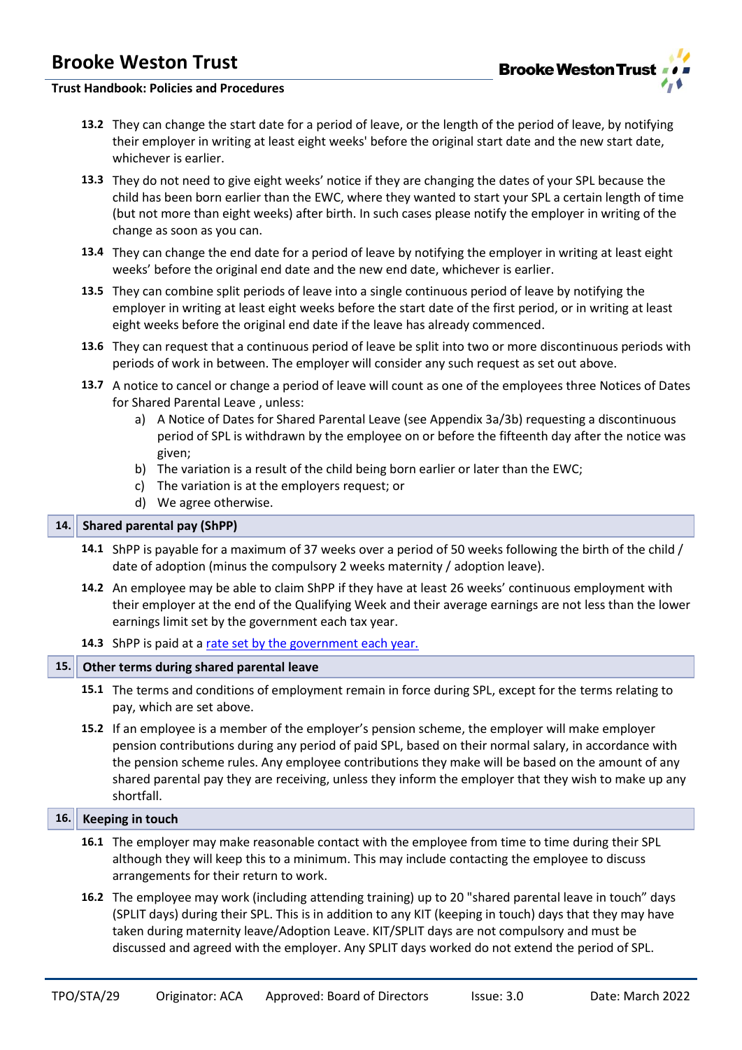**13.2** They can change the start date for a period of leave, or the length of the period of leave, by notifying their employer in writing at least eight weeks' before the original start date and the new start date, whichever is earlier.

**13.3** They do not need to give eight weeks' notice if they are changing the dates of your SPL because the child has been born earlier than the EWC, where they wanted to start your SPL a certain length of time (but not more than eight weeks) after birth. In such cases please notify the employer in writing of the change as soon as you can.

**13.4** They can change the end date for a period of leave by notifying the employer in writing at least eight weeks' before the original end date and the new end date, whichever is earlier.

**13.5** They can combine split periods of leave into a single continuous period of leave by notifying the employer in writing at least eight weeks before the start date of the first period, or in writing at least eight weeks before the original end date if the leave has already commenced.

**13.6** They can request that a continuous period of leave be split into two or more discontinuous periods with periods of work in between. The employer will consider any such request as set out above.

**13.7** A notice to cancel or change a period of leave will count as one of the employees three Notices of Dates for Shared Parental Leave , unless:

a) A Notice of Dates for Shared Parental Leave (see Appendix 3a/3b) requesting a discontinuous period of SPL is withdrawn by the employee on or before the fifteenth day after the notice was given;
b) The variation is a result of the child being born earlier or later than the EWC;
c) The variation is at the employers request; or
d) We agree otherwise.

## 14. Shared parental pay (ShPP)

**14.1** ShPP is payable for a maximum of 37 weeks over a period of 50 weeks following the birth of the child / date of adoption (minus the compulsory 2 weeks maternity / adoption leave).

**14.2** An employee may be able to claim ShPP if they have at least 26 weeks' continuous employment with their employer at the end of the Qualifying Week and their average earnings are not less than the lower earnings limit set by the government each tax year.

**14.3** ShPP is paid at a rate set by the government each year.

## 15. Other terms during shared parental leave

**15.1** The terms and conditions of employment remain in force during SPL, except for the terms relating to pay, which are set above.

**15.2** If an employee is a member of the employer's pension scheme, the employer will make employer pension contributions during any period of paid SPL, based on their normal salary, in accordance with the pension scheme rules. Any employee contributions they make will be based on the amount of any shared parental pay they are receiving, unless they inform the employer that they wish to make up any shortfall.

## 16. Keeping in touch

**16.1** The employer may make reasonable contact with the employee from time to time during their SPL although they will keep this to a minimum. This may include contacting the employee to discuss arrangements for their return to work.

**16.2** The employee may work (including attending training) up to 20 "shared parental leave in touch" days (SPLIT days) during their SPL. This is in addition to any KIT (keeping in touch) days that they may have taken during maternity leave/Adoption Leave. KIT/SPLIT days are not compulsory and must be discussed and agreed with the employer. Any SPLIT days worked do not extend the period of SPL.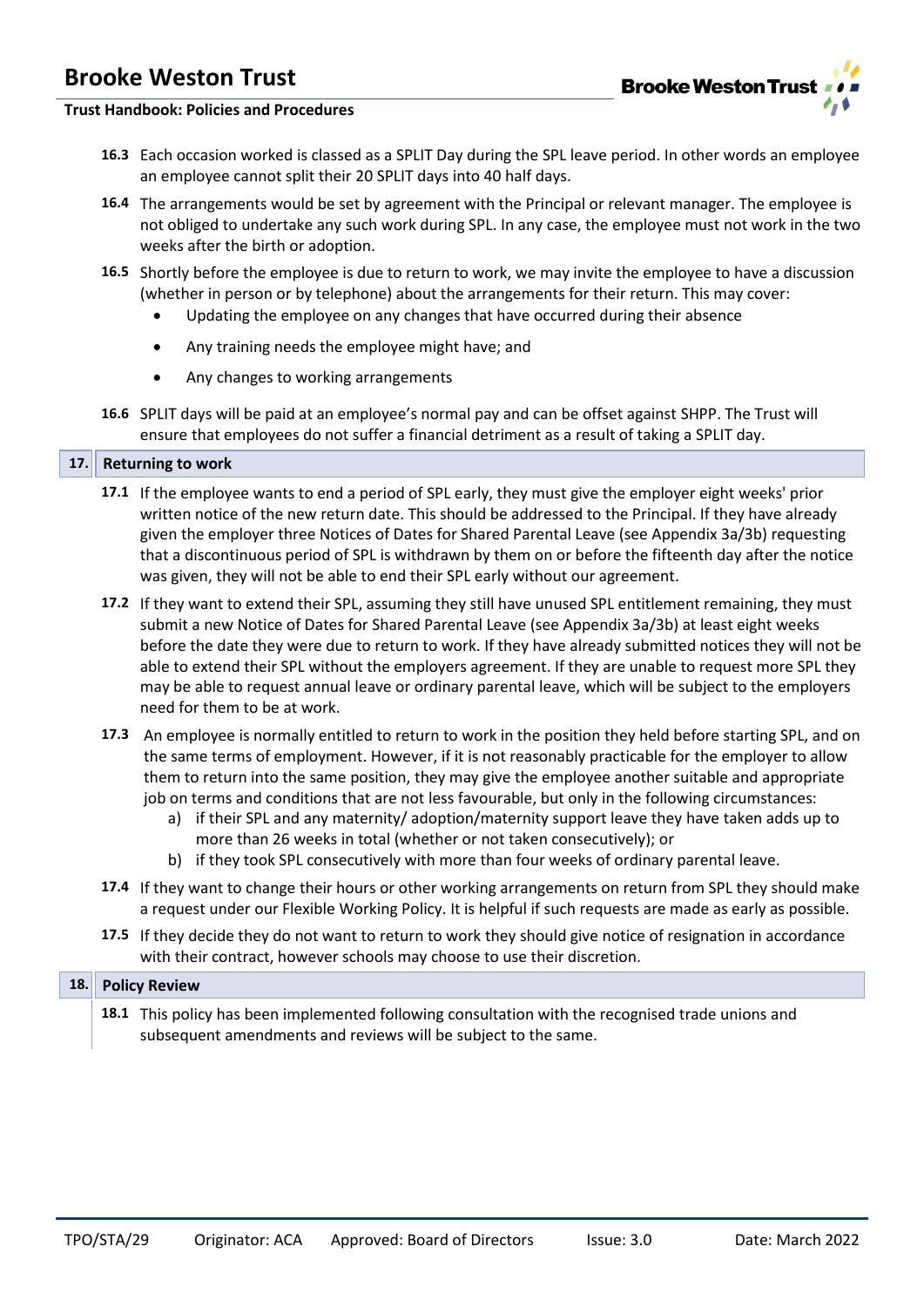16.3 Each occasion worked is classed as a SPLIT Day during the SPL leave period. In other words an employee an employee cannot split their 20 SPLIT days into 40 half days.

16.4 The arrangements would be set by agreement with the Principal or relevant manager. The employee is not obliged to undertake any such work during SPL. In any case, the employee must not work in the two weeks after the birth or adoption.

16.5 Shortly before the employee is due to return to work, we may invite the employee to have a discussion (whether in person or by telephone) about the arrangements for their return. This may cover:

- Updating the employee on any changes that have occurred during their absence
- Any training needs the employee might have; and
- Any changes to working arrangements

16.6 SPLIT days will be paid at an employee's normal pay and can be offset against SHPP. The Trust will ensure that employees do not suffer a financial detriment as a result of taking a SPLIT day.

## 17. Returning to work

17.1 If the employee wants to end a period of SPL early, they must give the employer eight weeks' prior written notice of the new return date. This should be addressed to the Principal. If they have already given the employer three Notices of Dates for Shared Parental Leave (see Appendix 3a/3b) requesting that a discontinuous period of SPL is withdrawn by them on or before the fifteenth day after the notice was given, they will not be able to end their SPL early without our agreement.

17.2 If they want to extend their SPL, assuming they still have unused SPL entitlement remaining, they must submit a new Notice of Dates for Shared Parental Leave (see Appendix 3a/3b) at least eight weeks before the date they were due to return to work. If they have already submitted notices they will not be able to extend their SPL without the employers agreement. If they are unable to request more SPL they may be able to request annual leave or ordinary parental leave, which will be subject to the employers need for them to be at work.

17.3 An employee is normally entitled to return to work in the position they held before starting SPL, and on the same terms of employment. However, if it is not reasonably practicable for the employer to allow them to return into the same position, they may give the employee another suitable and appropriate job on terms and conditions that are not less favourable, but only in the following circumstances:

a) if their SPL and any maternity/ adoption/maternity support leave they have taken adds up to more than 26 weeks in total (whether or not taken consecutively); or
b) if they took SPL consecutively with more than four weeks of ordinary parental leave.

17.4 If they want to change their hours or other working arrangements on return from SPL they should make a request under our Flexible Working Policy. It is helpful if such requests are made as early as possible.

17.5 If they decide they do not want to return to work they should give notice of resignation in accordance with their contract, however schools may choose to use their discretion.

## 18. Policy Review

18.1 This policy has been implemented following consultation with the recognised trade unions and subsequent amendments and reviews will be subject to the same.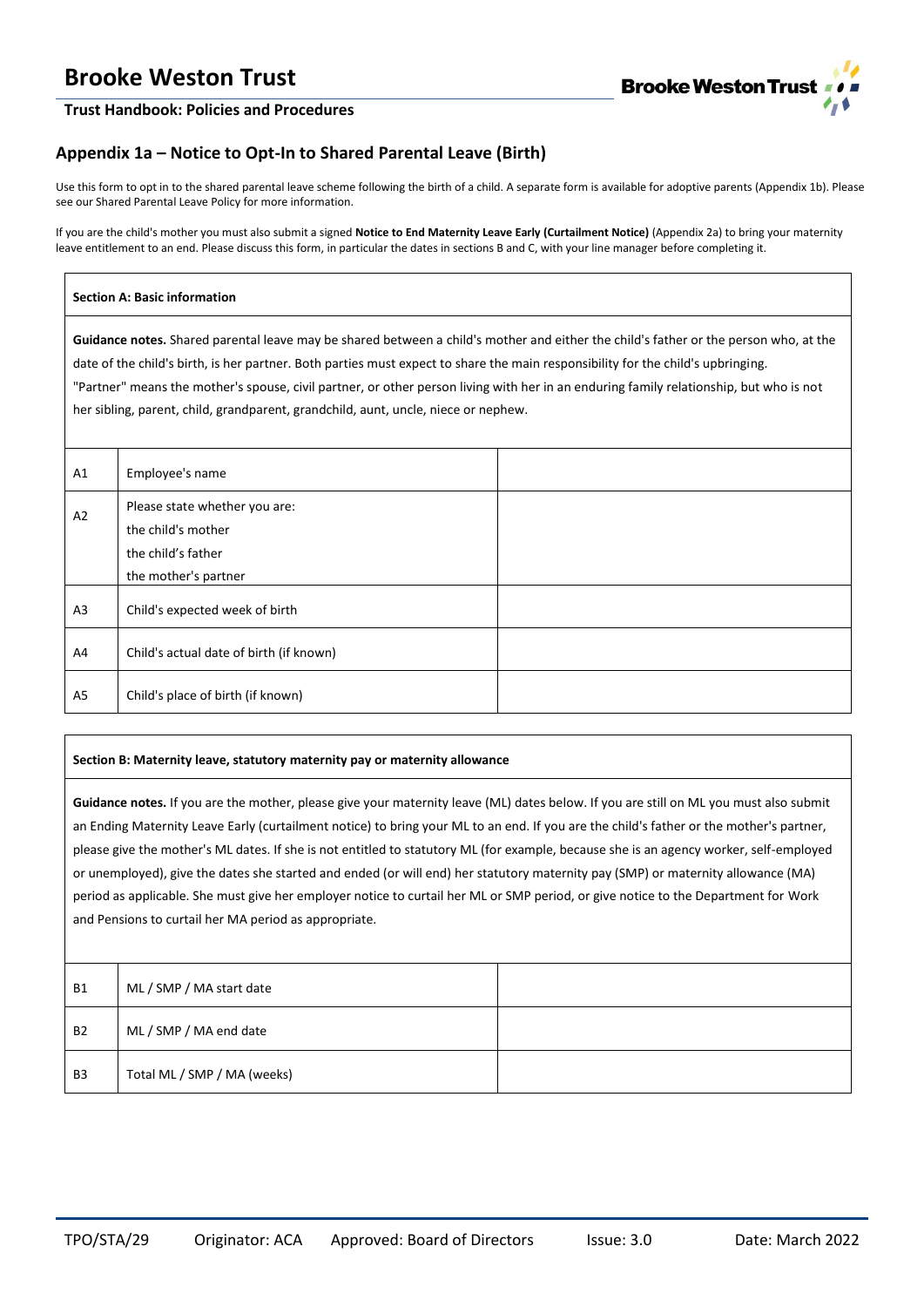## Appendix 1a – Notice to Opt-In to Shared Parental Leave (Birth)

Use this form to opt in to the shared parental leave scheme following the birth of a child. A separate form is available for adoptive parents (Appendix 1b). Please see our Shared Parental Leave Policy for more information.

If you are the child's mother you must also submit a signed **Notice to End Maternity Leave Early (Curtailment Notice)** (Appendix 2a) to bring your maternity leave entitlement to an end. Please discuss this form, in particular the dates in sections B and C, with your line manager before completing it.

**Section A: Basic information**

**Guidance notes.** Shared parental leave may be shared between a child's mother and either the child's father or the person who, at the date of the child's birth, is her partner. Both parties must expect to share the main responsibility for the child's upbringing. "Partner" means the mother's spouse, civil partner, or other person living with her in an enduring family relationship, but who is not her sibling, parent, child, grandparent, grandchild, aunt, uncle, niece or nephew.

| | | |
|---|---|---|
| A1 | Employee's name | |
| A2 | Please state whether you are:<br>the child's mother<br>the child's father<br>the mother's partner | |
| A3 | Child's expected week of birth | |
| A4 | Child's actual date of birth (if known) | |
| A5 | Child's place of birth (if known) | |

**Section B: Maternity leave, statutory maternity pay or maternity allowance**

**Guidance notes.** If you are the mother, please give your maternity leave (ML) dates below. If you are still on ML you must also submit an Ending Maternity Leave Early (curtailment notice) to bring your ML to an end. If you are the child's father or the mother's partner, please give the mother's ML dates. If she is not entitled to statutory ML (for example, because she is an agency worker, self-employed or unemployed), give the dates she started and ended (or will end) her statutory maternity pay (SMP) or maternity allowance (MA) period as applicable. She must give her employer notice to curtail her ML or SMP period, or give notice to the Department for Work and Pensions to curtail her MA period as appropriate.

| | | |
|---|---|---|
| B1 | ML / SMP / MA start date | |
| B2 | ML / SMP / MA end date | |
| B3 | Total ML / SMP / MA (weeks) | |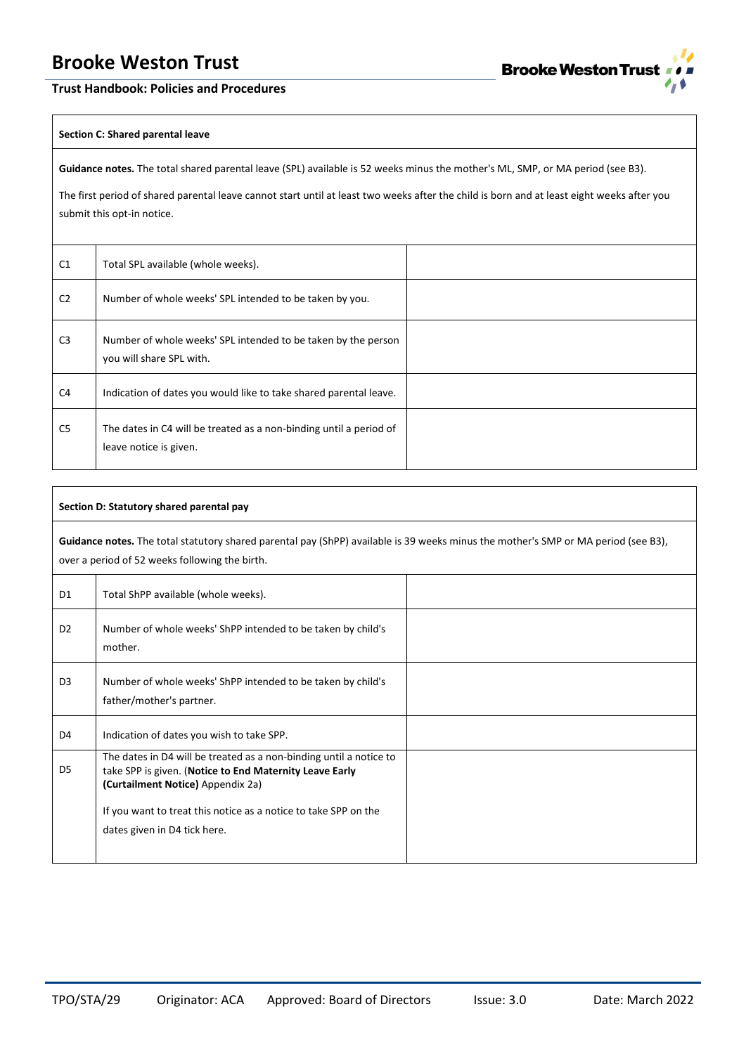| **Section C: Shared parental leave** | | |
|---|---|---|
| **Guidance notes.** The total shared parental leave (SPL) available is 52 weeks minus the mother's ML, SMP, or MA period (see B3).<br><br>The first period of shared parental leave cannot start until at least two weeks after the child is born and at least eight weeks after you submit this opt-in notice. | | |
| C1 | Total SPL available (whole weeks). | |
| C2 | Number of whole weeks' SPL intended to be taken by you. | |
| C3 | Number of whole weeks' SPL intended to be taken by the person you will share SPL with. | |
| C4 | Indication of dates you would like to take shared parental leave. | |
| C5 | The dates in C4 will be treated as a non-binding until a period of leave notice is given. | |

| **Section D: Statutory shared parental pay** | | |
|---|---|---|
| **Guidance notes.** The total statutory shared parental pay (ShPP) available is 39 weeks minus the mother's SMP or MA period (see B3), over a period of 52 weeks following the birth. | | |
| D1 | Total ShPP available (whole weeks). | |
| D2 | Number of whole weeks' ShPP intended to be taken by child's mother. | |
| D3 | Number of whole weeks' ShPP intended to be taken by child's father/mother's partner. | |
| D4 | Indication of dates you wish to take SPP. | |
| D5 | The dates in D4 will be treated as a non-binding until a notice to take SPP is given. (**Notice to End Maternity Leave Early (Curtailment Notice)** Appendix 2a)<br><br>If you want to treat this notice as a notice to take SPP on the dates given in D4 tick here. | |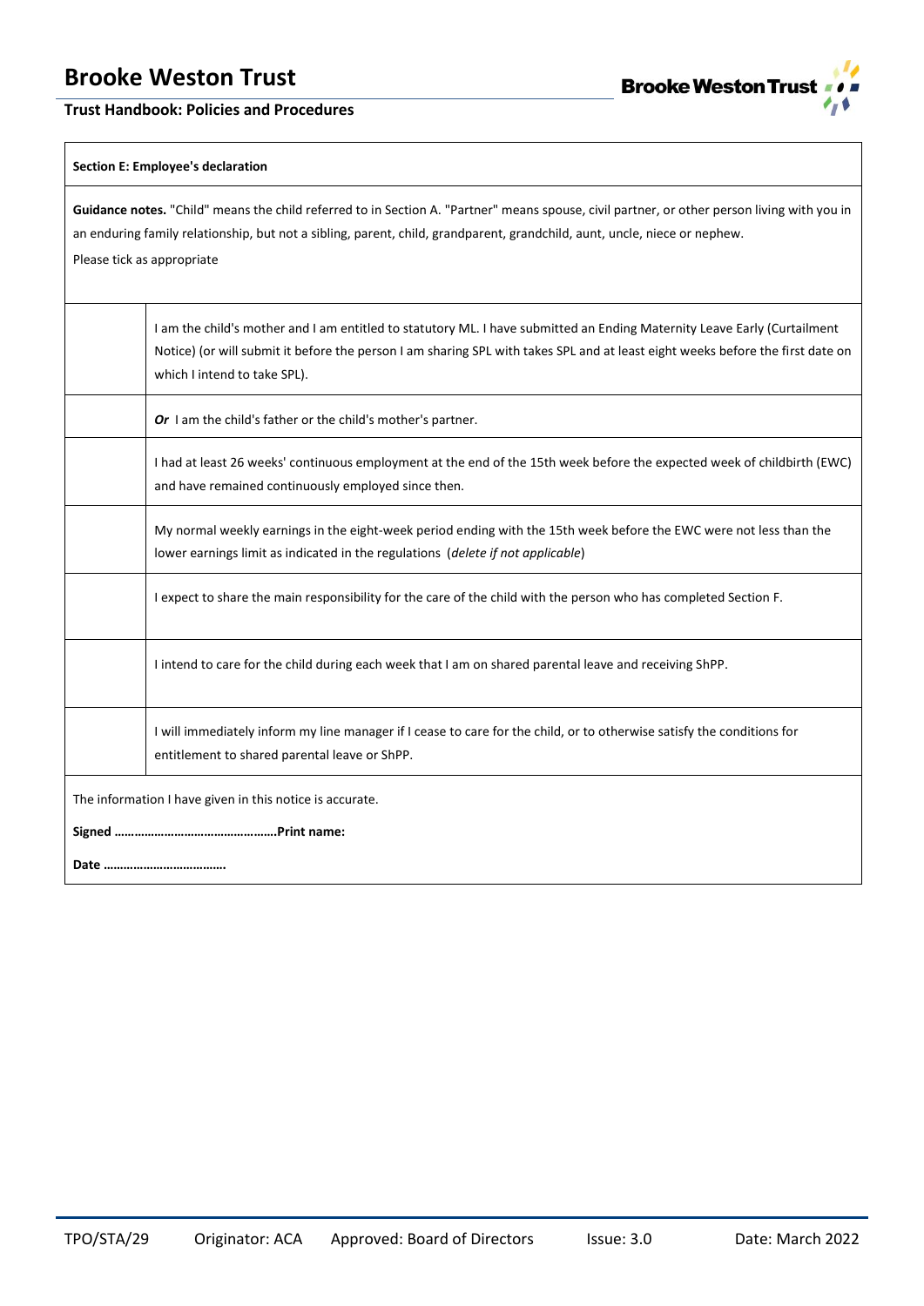**Section E: Employee's declaration**

**Guidance notes.** "Child" means the child referred to in Section A. "Partner" means spouse, civil partner, or other person living with you in an enduring family relationship, but not a sibling, parent, child, grandparent, grandchild, aunt, uncle, niece or nephew.

Please tick as appropriate

| | |
|---|---|
| | I am the child's mother and I am entitled to statutory ML. I have submitted an Ending Maternity Leave Early (Curtailment Notice) (or will submit it before the person I am sharing SPL with takes SPL and at least eight weeks before the first date on which I intend to take SPL). |
| | ***Or*** I am the child's father or the child's mother's partner. |
| | I had at least 26 weeks' continuous employment at the end of the 15th week before the expected week of childbirth (EWC) and have remained continuously employed since then. |
| | My normal weekly earnings in the eight-week period ending with the 15th week before the EWC were not less than the lower earnings limit as indicated in the regulations (*delete if not applicable*) |
| | I expect to share the main responsibility for the care of the child with the person who has completed Section F. |
| | I intend to care for the child during each week that I am on shared parental leave and receiving ShPP. |
| | I will immediately inform my line manager if I cease to care for the child, or to otherwise satisfy the conditions for entitlement to shared parental leave or ShPP. |

The information I have given in this notice is accurate.

**Signed ………………………………………….Print name:**

**Date ……………………………….**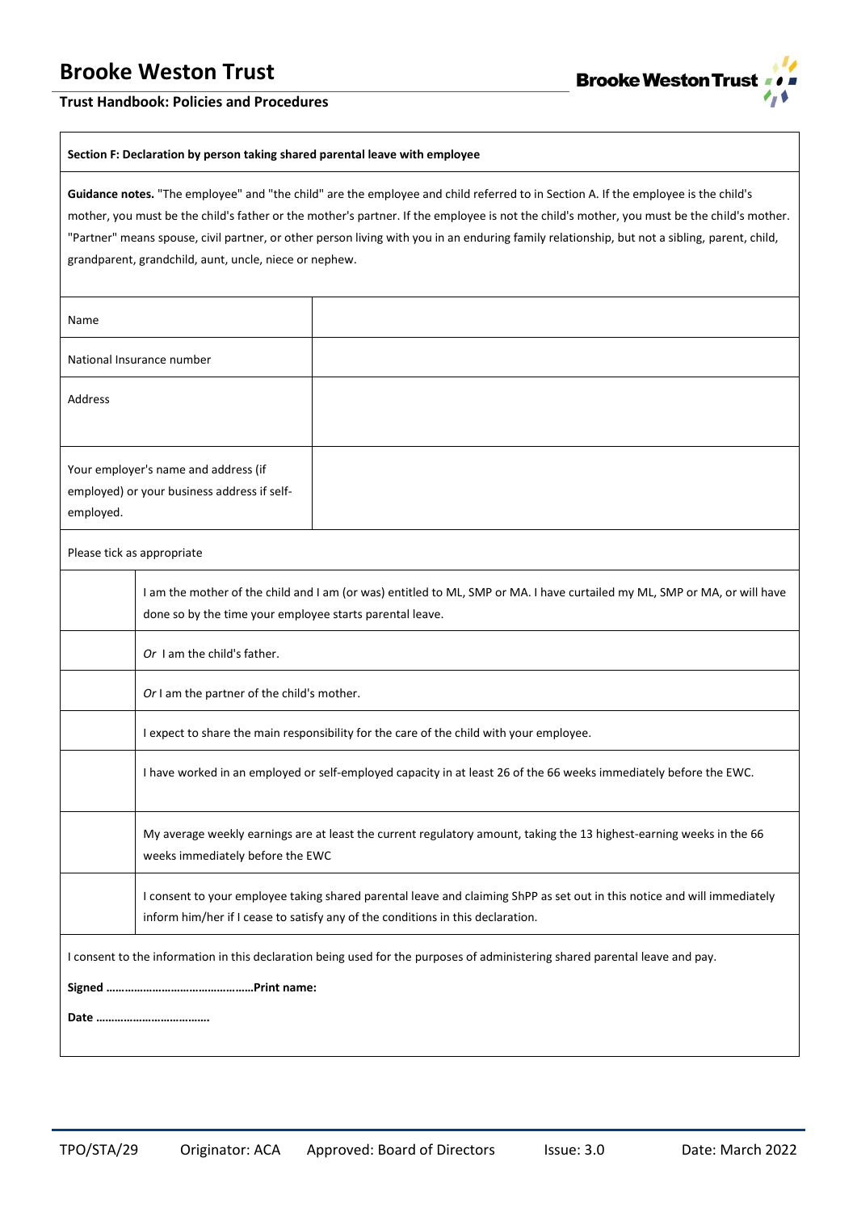**Section F: Declaration by person taking shared parental leave with employee**

**Guidance notes.** "The employee" and "the child" are the employee and child referred to in Section A. If the employee is the child's mother, you must be the child's father or the mother's partner. If the employee is not the child's mother, you must be the child's mother. "Partner" means spouse, civil partner, or other person living with you in an enduring family relationship, but not a sibling, parent, child, grandparent, grandchild, aunt, uncle, niece or nephew.

| | |
|---|---|
| Name | |
| National Insurance number | |
| Address | |
| Your employer's name and address (if employed) or your business address if self-employed. | |

Please tick as appropriate

| | |
|---|---|
| | I am the mother of the child and I am (or was) entitled to ML, SMP or MA. I have curtailed my ML, SMP or MA, or will have done so by the time your employee starts parental leave. |
| | *Or* I am the child's father. |
| | *Or* I am the partner of the child's mother. |
| | I expect to share the main responsibility for the care of the child with your employee. |
| | I have worked in an employed or self-employed capacity in at least 26 of the 66 weeks immediately before the EWC. |
| | My average weekly earnings are at least the current regulatory amount, taking the 13 highest-earning weeks in the 66 weeks immediately before the EWC |
| | I consent to your employee taking shared parental leave and claiming ShPP as set out in this notice and will immediately inform him/her if I cease to satisfy any of the conditions in this declaration. |

I consent to the information in this declaration being used for the purposes of administering shared parental leave and pay.

**Signed …………………………………………Print name:**

**Date ……………………………….**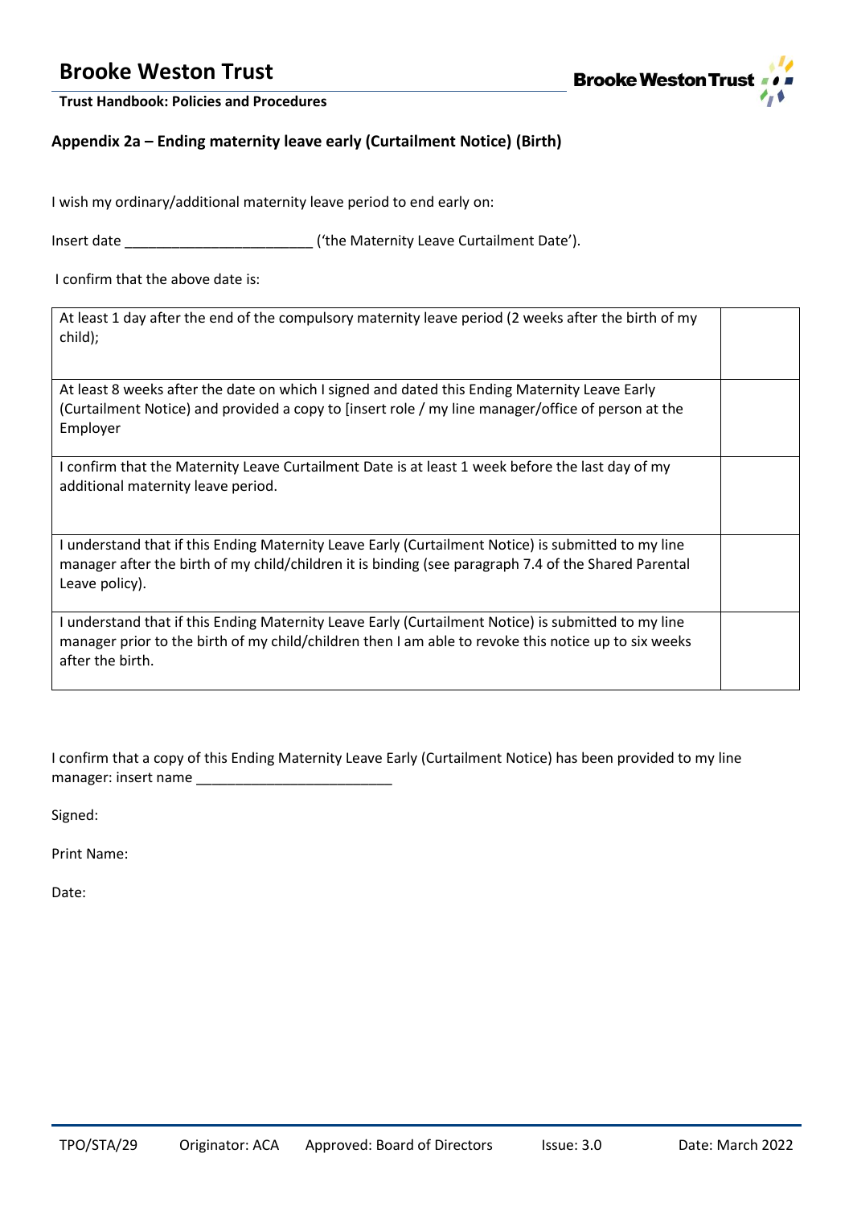## Appendix 2a – Ending maternity leave early (Curtailment Notice) (Birth)

I wish my ordinary/additional maternity leave period to end early on:

Insert date ________________________ ('the Maternity Leave Curtailment Date').

I confirm that the above date is:

| | |
|---|---|
| At least 1 day after the end of the compulsory maternity leave period (2 weeks after the birth of my child); | |
| At least 8 weeks after the date on which I signed and dated this Ending Maternity Leave Early (Curtailment Notice) and provided a copy to [insert role / my line manager/office of person at the Employer | |
| I confirm that the Maternity Leave Curtailment Date is at least 1 week before the last day of my additional maternity leave period. | |
| I understand that if this Ending Maternity Leave Early (Curtailment Notice) is submitted to my line manager after the birth of my child/children it is binding (see paragraph 7.4 of the Shared Parental Leave policy). | |
| I understand that if this Ending Maternity Leave Early (Curtailment Notice) is submitted to my line manager prior to the birth of my child/children then I am able to revoke this notice up to six weeks after the birth. | |

I confirm that a copy of this Ending Maternity Leave Early (Curtailment Notice) has been provided to my line manager: insert name _________________________

Signed:

Print Name:

Date: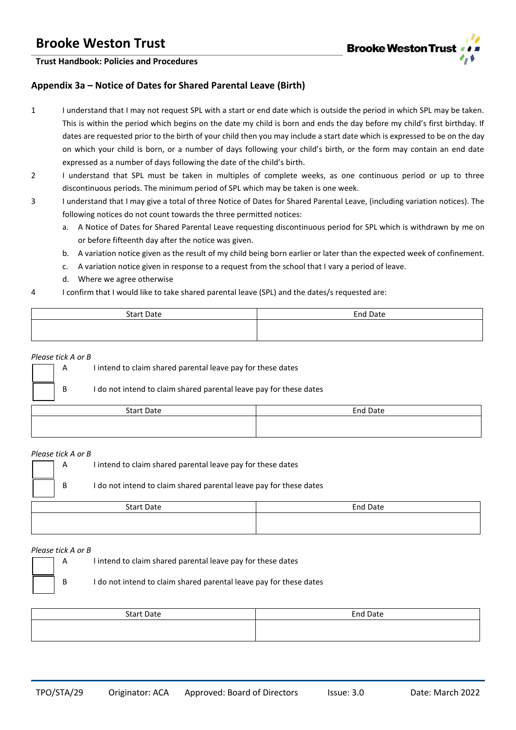## Appendix 3a – Notice of Dates for Shared Parental Leave (Birth)

1. I understand that I may not request SPL with a start or end date which is outside the period in which SPL may be taken. This is within the period which begins on the date my child is born and ends the day before my child's first birthday. If dates are requested prior to the birth of your child then you may include a start date which is expressed to be on the day on which your child is born, or a number of days following your child's birth, or the form may contain an end date expressed as a number of days following the date of the child's birth.
2. I understand that SPL must be taken in multiples of complete weeks, as one continuous period or up to three discontinuous periods. The minimum period of SPL which may be taken is one week.
3. I understand that I may give a total of three Notice of Dates for Shared Parental Leave, (including variation notices). The following notices do not count towards the three permitted notices:
   a. A Notice of Dates for Shared Parental Leave requesting discontinuous period for SPL which is withdrawn by me on or before fifteenth day after the notice was given.
   b. A variation notice given as the result of my child being born earlier or later than the expected week of confinement.
   c. A variation notice given in response to a request from the school that I vary a period of leave.
   d. Where we agree otherwise
4. I confirm that I would like to take shared parental leave (SPL) and the dates/s requested are:

| Start Date | End Date |
|---|---|
| | |

*Please tick A or B*

☐ A I intend to claim shared parental leave pay for these dates

☐ B I do not intend to claim shared parental leave pay for these dates

| Start Date | End Date |
|---|---|
| | |

*Please tick A or B*

☐ A I intend to claim shared parental leave pay for these dates

☐ B I do not intend to claim shared parental leave pay for these dates

| Start Date | End Date |
|---|---|
| | |

*Please tick A or B*

☐ A I intend to claim shared parental leave pay for these dates

☐ B I do not intend to claim shared parental leave pay for these dates

| Start Date | End Date |
|---|---|
| | |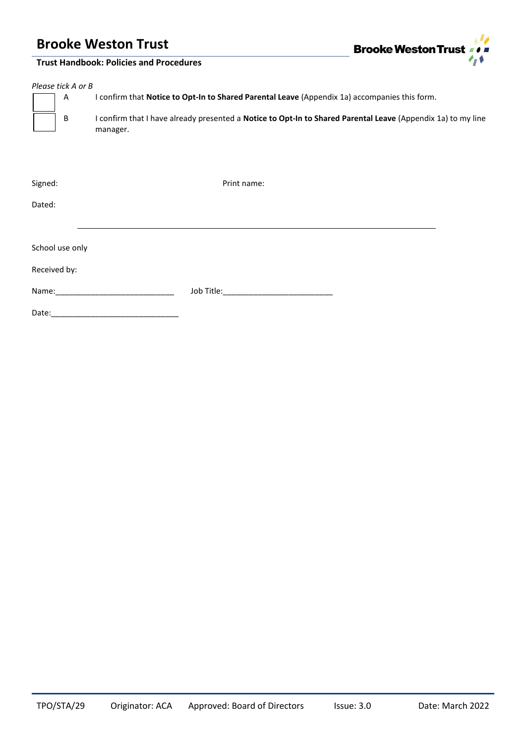*Please tick A or B*

- [ ] A — I confirm that **Notice to Opt-In to Shared Parental Leave** (Appendix 1a) accompanies this form.
- [ ] B — I confirm that I have already presented a **Notice to Opt-In to Shared Parental Leave** (Appendix 1a) to my line manager.

Signed: Print name:

Dated:

---

School use only

Received by:

Name:___________________________ Job Title:_________________________

Date:_____________________________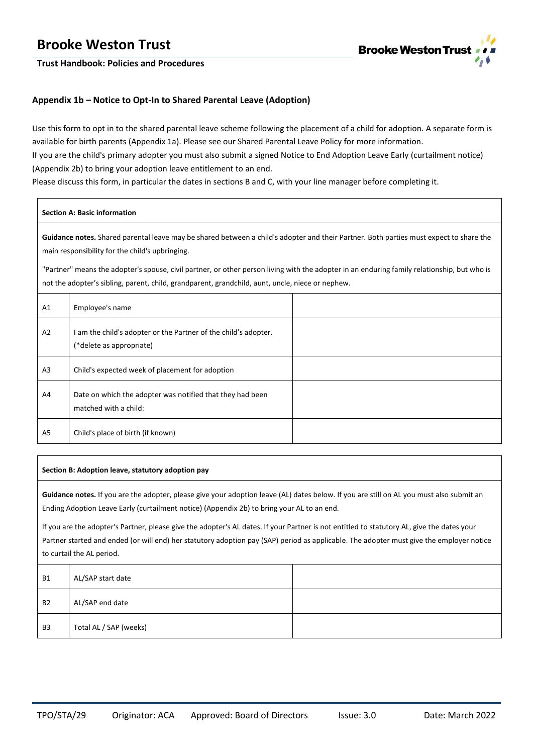### Appendix 1b – Notice to Opt-In to Shared Parental Leave (Adoption)

Use this form to opt in to the shared parental leave scheme following the placement of a child for adoption. A separate form is available for birth parents (Appendix 1a). Please see our Shared Parental Leave Policy for more information.
If you are the child's primary adopter you must also submit a signed Notice to End Adoption Leave Early (curtailment notice) (Appendix 2b) to bring your adoption leave entitlement to an end.
Please discuss this form, in particular the dates in sections B and C, with your line manager before completing it.

| **Section A: Basic information** | | |
|---|---|---|
| **Guidance notes.** Shared parental leave may be shared between a child's adopter and their Partner. Both parties must expect to share the main responsibility for the child's upbringing.<br><br>"Partner" means the adopter's spouse, civil partner, or other person living with the adopter in an enduring family relationship, but who is not the adopter's sibling, parent, child, grandparent, grandchild, aunt, uncle, niece or nephew. | | |
| A1 | Employee's name | |
| A2 | I am the child's adopter or the Partner of the child's adopter. (*delete as appropriate) | |
| A3 | Child's expected week of placement for adoption | |
| A4 | Date on which the adopter was notified that they had been matched with a child: | |
| A5 | Child's place of birth (if known) | |

| **Section B: Adoption leave, statutory adoption pay** | | |
|---|---|---|
| **Guidance notes.** If you are the adopter, please give your adoption leave (AL) dates below. If you are still on AL you must also submit an Ending Adoption Leave Early (curtailment notice) (Appendix 2b) to bring your AL to an end.<br><br>If you are the adopter's Partner, please give the adopter's AL dates. If your Partner is not entitled to statutory AL, give the dates your Partner started and ended (or will end) her statutory adoption pay (SAP) period as applicable. The adopter must give the employer notice to curtail the AL period. | | |
| B1 | AL/SAP start date | |
| B2 | AL/SAP end date | |
| B3 | Total AL / SAP (weeks) | |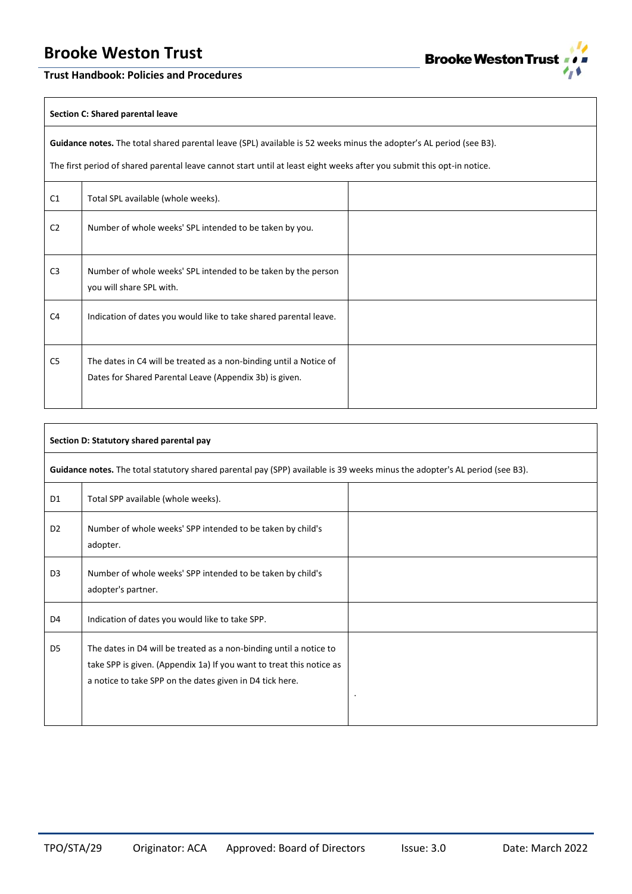| Section C: Shared parental leave | | |
|---|---|---|
| **Guidance notes.** The total shared parental leave (SPL) available is 52 weeks minus the adopter's AL period (see B3). The first period of shared parental leave cannot start until at least eight weeks after you submit this opt-in notice. | | |
| C1 | Total SPL available (whole weeks). | |
| C2 | Number of whole weeks' SPL intended to be taken by you. | |
| C3 | Number of whole weeks' SPL intended to be taken by the person you will share SPL with. | |
| C4 | Indication of dates you would like to take shared parental leave. | |
| C5 | The dates in C4 will be treated as a non-binding until a Notice of Dates for Shared Parental Leave (Appendix 3b) is given. | |

| Section D: Statutory shared parental pay | | |
|---|---|---|
| **Guidance notes.** The total statutory shared parental pay (SPP) available is 39 weeks minus the adopter's AL period (see B3). | | |
| D1 | Total SPP available (whole weeks). | |
| D2 | Number of whole weeks' SPP intended to be taken by child's adopter. | |
| D3 | Number of whole weeks' SPP intended to be taken by child's adopter's partner. | |
| D4 | Indication of dates you would like to take SPP. | |
| D5 | The dates in D4 will be treated as a non-binding until a notice to take SPP is given. (Appendix 1a) If you want to treat this notice as a notice to take SPP on the dates given in D4 tick here. | . |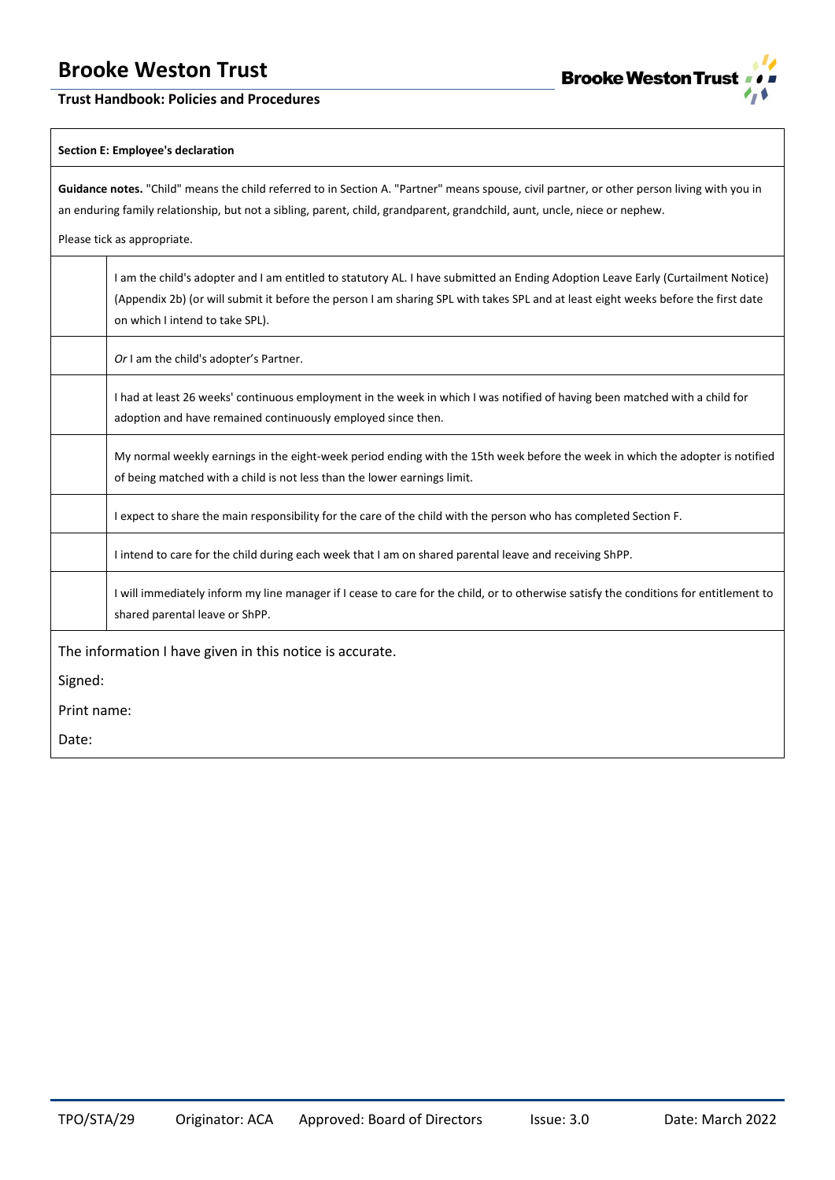**Section E: Employee's declaration**

**Guidance notes.** "Child" means the child referred to in Section A. "Partner" means spouse, civil partner, or other person living with you in an enduring family relationship, but not a sibling, parent, child, grandparent, grandchild, aunt, uncle, niece or nephew.

Please tick as appropriate.

| | |
|---|---|
| | I am the child's adopter and I am entitled to statutory AL. I have submitted an Ending Adoption Leave Early (Curtailment Notice) (Appendix 2b) (or will submit it before the person I am sharing SPL with takes SPL and at least eight weeks before the first date on which I intend to take SPL). |
| | *Or* I am the child's adopter's Partner. |
| | I had at least 26 weeks' continuous employment in the week in which I was notified of having been matched with a child for adoption and have remained continuously employed since then. |
| | My normal weekly earnings in the eight-week period ending with the 15th week before the week in which the adopter is notified of being matched with a child is not less than the lower earnings limit. |
| | I expect to share the main responsibility for the care of the child with the person who has completed Section F. |
| | I intend to care for the child during each week that I am on shared parental leave and receiving ShPP. |
| | I will immediately inform my line manager if I cease to care for the child, or to otherwise satisfy the conditions for entitlement to shared parental leave or ShPP. |

The information I have given in this notice is accurate.

Signed:

Print name:

Date: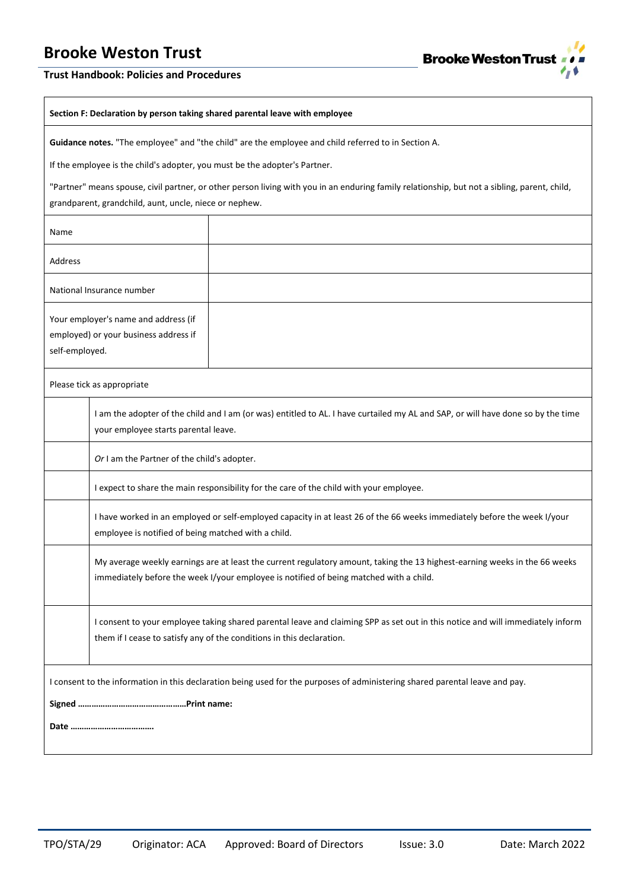**Section F: Declaration by person taking shared parental leave with employee**

**Guidance notes.** "The employee" and "the child" are the employee and child referred to in Section A.

If the employee is the child's adopter, you must be the adopter's Partner.

"Partner" means spouse, civil partner, or other person living with you in an enduring family relationship, but not a sibling, parent, child, grandparent, grandchild, aunt, uncle, niece or nephew.

| | |
|---|---|
| Name | |
| Address | |
| National Insurance number | |
| Your employer's name and address (if employed) or your business address if self-employed. | |

Please tick as appropriate

| | |
|---|---|
| | I am the adopter of the child and I am (or was) entitled to AL. I have curtailed my AL and SAP, or will have done so by the time your employee starts parental leave. |
| | *Or* I am the Partner of the child's adopter. |
| | I expect to share the main responsibility for the care of the child with your employee. |
| | I have worked in an employed or self-employed capacity in at least 26 of the 66 weeks immediately before the week I/your employee is notified of being matched with a child. |
| | My average weekly earnings are at least the current regulatory amount, taking the 13 highest-earning weeks in the 66 weeks immediately before the week I/your employee is notified of being matched with a child. |
| | I consent to your employee taking shared parental leave and claiming SPP as set out in this notice and will immediately inform them if I cease to satisfy any of the conditions in this declaration. |

I consent to the information in this declaration being used for the purposes of administering shared parental leave and pay.

**Signed …………………………………………Print name:**

**Date ……………………………….**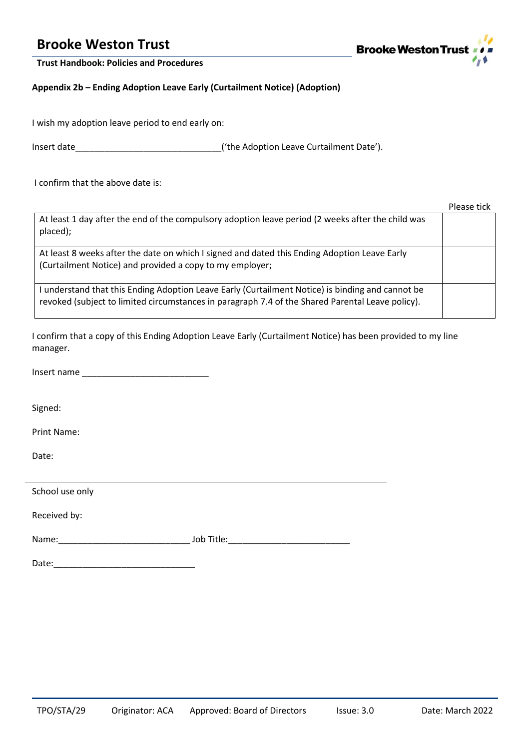**Appendix 2b – Ending Adoption Leave Early (Curtailment Notice) (Adoption)**

I wish my adoption leave period to end early on:

Insert date______________________________('the Adoption Leave Curtailment Date').

I confirm that the above date is:

| | Please tick |
|---|---|
| At least 1 day after the end of the compulsory adoption leave period (2 weeks after the child was placed); | |
| At least 8 weeks after the date on which I signed and dated this Ending Adoption Leave Early (Curtailment Notice) and provided a copy to my employer; | |
| I understand that this Ending Adoption Leave Early (Curtailment Notice) is binding and cannot be revoked (subject to limited circumstances in paragraph 7.4 of the Shared Parental Leave policy). | |

I confirm that a copy of this Ending Adoption Leave Early (Curtailment Notice) has been provided to my line manager.

Insert name ___________________________

Signed:

Print Name:

Date:

---

School use only

Received by:

Name:____________________________ Job Title:__________________________

Date:______________________________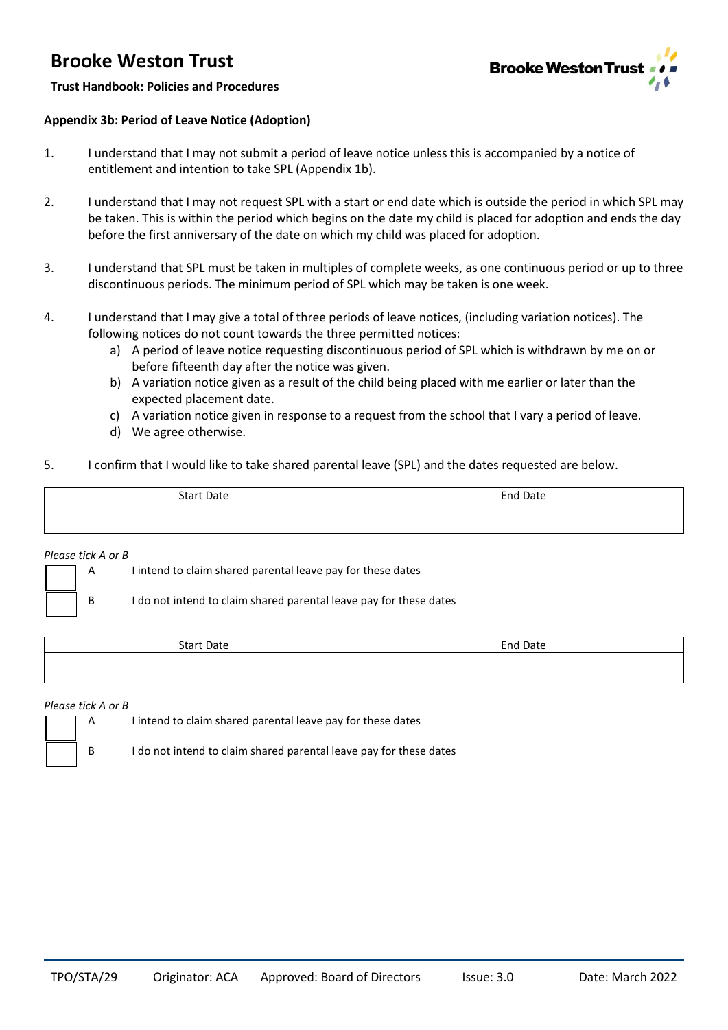**Appendix 3b: Period of Leave Notice (Adoption)**

1. I understand that I may not submit a period of leave notice unless this is accompanied by a notice of entitlement and intention to take SPL (Appendix 1b).

2. I understand that I may not request SPL with a start or end date which is outside the period in which SPL may be taken. This is within the period which begins on the date my child is placed for adoption and ends the day before the first anniversary of the date on which my child was placed for adoption.

3. I understand that SPL must be taken in multiples of complete weeks, as one continuous period or up to three discontinuous periods. The minimum period of SPL which may be taken is one week.

4. I understand that I may give a total of three periods of leave notices, (including variation notices). The following notices do not count towards the three permitted notices:
   a) A period of leave notice requesting discontinuous period of SPL which is withdrawn by me on or before fifteenth day after the notice was given.
   b) A variation notice given as a result of the child being placed with me earlier or later than the expected placement date.
   c) A variation notice given in response to a request from the school that I vary a period of leave.
   d) We agree otherwise.

5. I confirm that I would like to take shared parental leave (SPL) and the dates requested are below.

| Start Date | End Date |
|---|---|
| | |

*Please tick A or B*

☐ A I intend to claim shared parental leave pay for these dates

☐ B I do not intend to claim shared parental leave pay for these dates

| Start Date | End Date |
|---|---|
| | |

*Please tick A or B*

☐ A I intend to claim shared parental leave pay for these dates

☐ B I do not intend to claim shared parental leave pay for these dates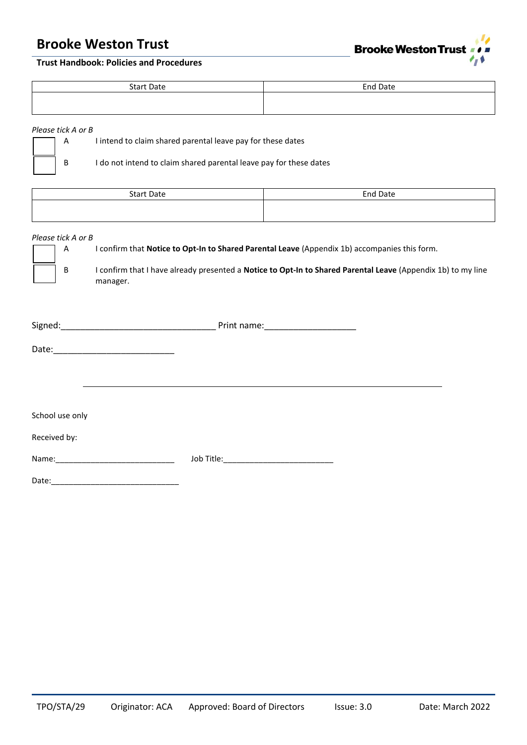| Start Date | End Date |
|---|---|
| | |

*Please tick A or B*

☐ A I intend to claim shared parental leave pay for these dates

☐ B I do not intend to claim shared parental leave pay for these dates

| Start Date | End Date |
|---|---|
| | |

*Please tick A or B*

☐ A I confirm that **Notice to Opt-In to Shared Parental Leave** (Appendix 1b) accompanies this form.

☐ B I confirm that I have already presented a **Notice to Opt-In to Shared Parental Leave** (Appendix 1b) to my line manager.

Signed:________________________________ Print name:___________________

Date:__________________________

---

School use only

Received by:

Name:___________________________ Job Title:_________________________

Date:______________________________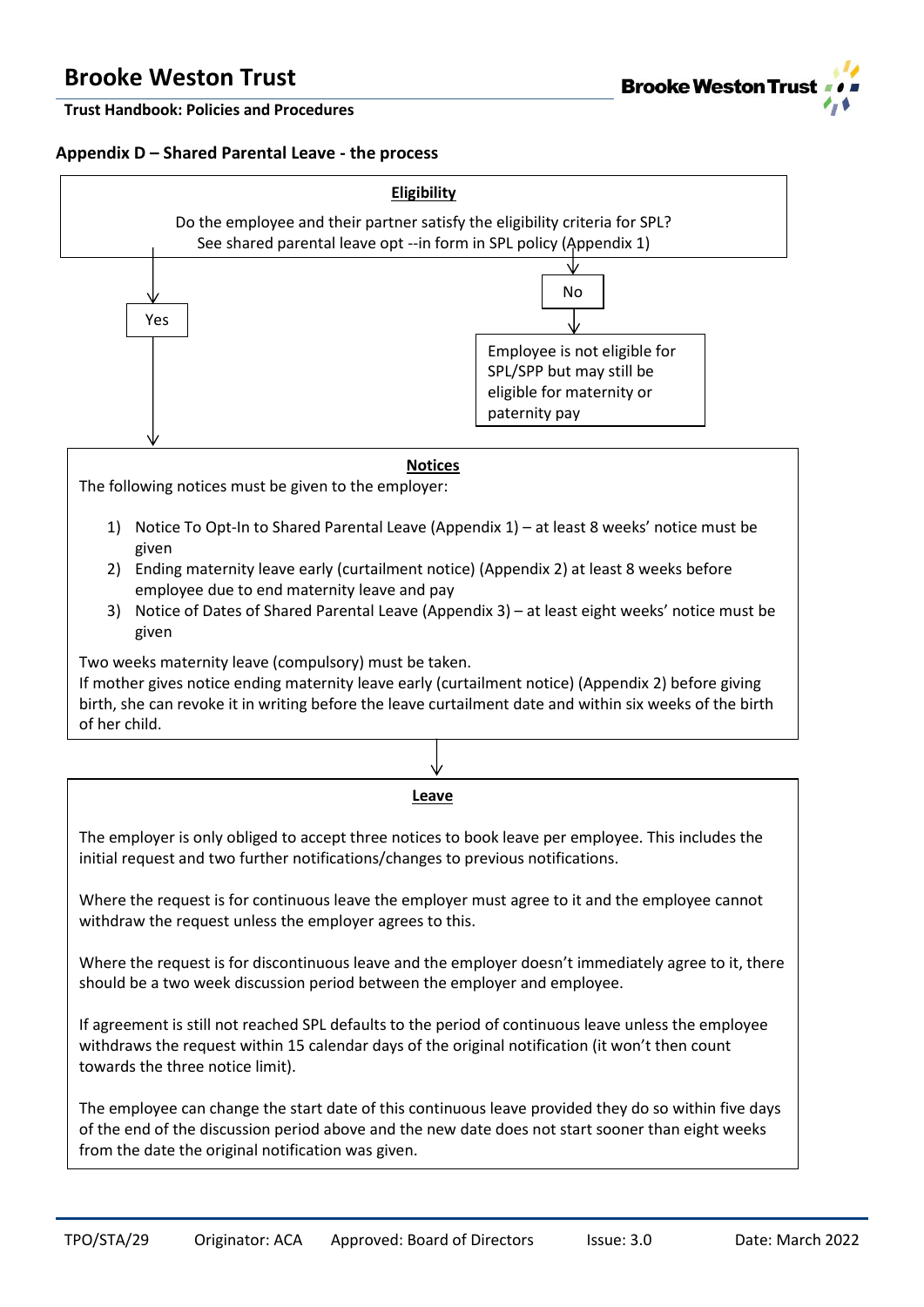## Appendix D – Shared Parental Leave - the process

**Eligibility**

Do the employee and their partner satisfy the eligibility criteria for SPL?
See shared parental leave opt --in form in SPL policy (Appendix 1)

Yes

No

Employee is not eligible for SPL/SPP but may still be eligible for maternity or paternity pay

**Notices**

The following notices must be given to the employer:

1) Notice To Opt-In to Shared Parental Leave (Appendix 1) – at least 8 weeks' notice must be given
2) Ending maternity leave early (curtailment notice) (Appendix 2) at least 8 weeks before employee due to end maternity leave and pay
3) Notice of Dates of Shared Parental Leave (Appendix 3) – at least eight weeks' notice must be given

Two weeks maternity leave (compulsory) must be taken.
If mother gives notice ending maternity leave early (curtailment notice) (Appendix 2) before giving birth, she can revoke it in writing before the leave curtailment date and within six weeks of the birth of her child.

**Leave**

The employer is only obliged to accept three notices to book leave per employee. This includes the initial request and two further notifications/changes to previous notifications.

Where the request is for continuous leave the employer must agree to it and the employee cannot withdraw the request unless the employer agrees to this.

Where the request is for discontinuous leave and the employer doesn't immediately agree to it, there should be a two week discussion period between the employer and employee.

If agreement is still not reached SPL defaults to the period of continuous leave unless the employee withdraws the request within 15 calendar days of the original notification (it won't then count towards the three notice limit).

The employee can change the start date of this continuous leave provided they do so within five days of the end of the discussion period above and the new date does not start sooner than eight weeks from the date the original notification was given.